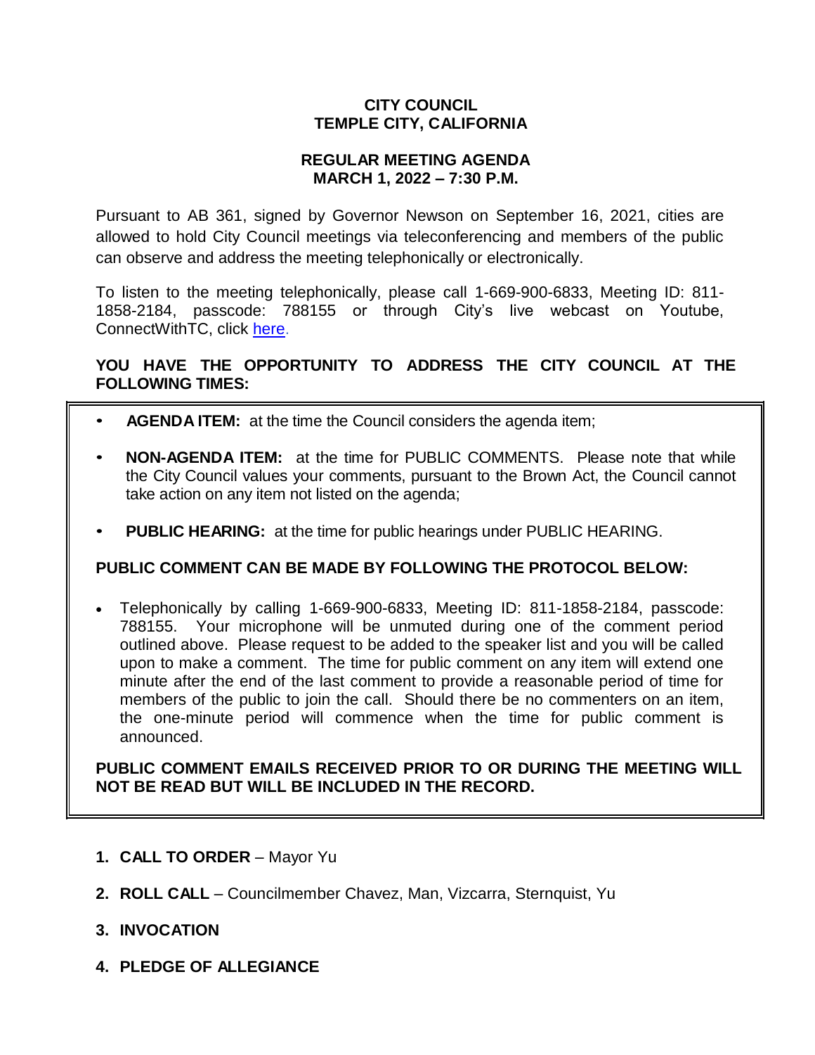**CITY COUNCIL**
**TEMPLE CITY, CALIFORNIA**

**REGULAR MEETING AGENDA**
**MARCH 1, 2022 – 7:30 P.M.**

Pursuant to AB 361, signed by Governor Newson on September 16, 2021, cities are allowed to hold City Council meetings via teleconferencing and members of the public can observe and address the meeting telephonically or electronically.

To listen to the meeting telephonically, please call 1-669-900-6833, Meeting ID: 811-1858-2184, passcode: 788155 or through City's live webcast on Youtube, ConnectWithTC, click here.

**YOU HAVE THE OPPORTUNITY TO ADDRESS THE CITY COUNCIL AT THE FOLLOWING TIMES:**

- **AGENDA ITEM:** at the time the Council considers the agenda item;
- **NON-AGENDA ITEM:** at the time for PUBLIC COMMENTS. Please note that while the City Council values your comments, pursuant to the Brown Act, the Council cannot take action on any item not listed on the agenda;
- **PUBLIC HEARING:** at the time for public hearings under PUBLIC HEARING.

**PUBLIC COMMENT CAN BE MADE BY FOLLOWING THE PROTOCOL BELOW:**

- Telephonically by calling 1-669-900-6833, Meeting ID: 811-1858-2184, passcode: 788155. Your microphone will be unmuted during one of the comment period outlined above. Please request to be added to the speaker list and you will be called upon to make a comment. The time for public comment on any item will extend one minute after the end of the last comment to provide a reasonable period of time for members of the public to join the call. Should there be no commenters on an item, the one-minute period will commence when the time for public comment is announced.

**PUBLIC COMMENT EMAILS RECEIVED PRIOR TO OR DURING THE MEETING WILL NOT BE READ BUT WILL BE INCLUDED IN THE RECORD.**

1. **CALL TO ORDER** – Mayor Yu
2. **ROLL CALL** – Councilmember Chavez, Man, Vizcarra, Sternquist, Yu
3. **INVOCATION**
4. **PLEDGE OF ALLEGIANCE**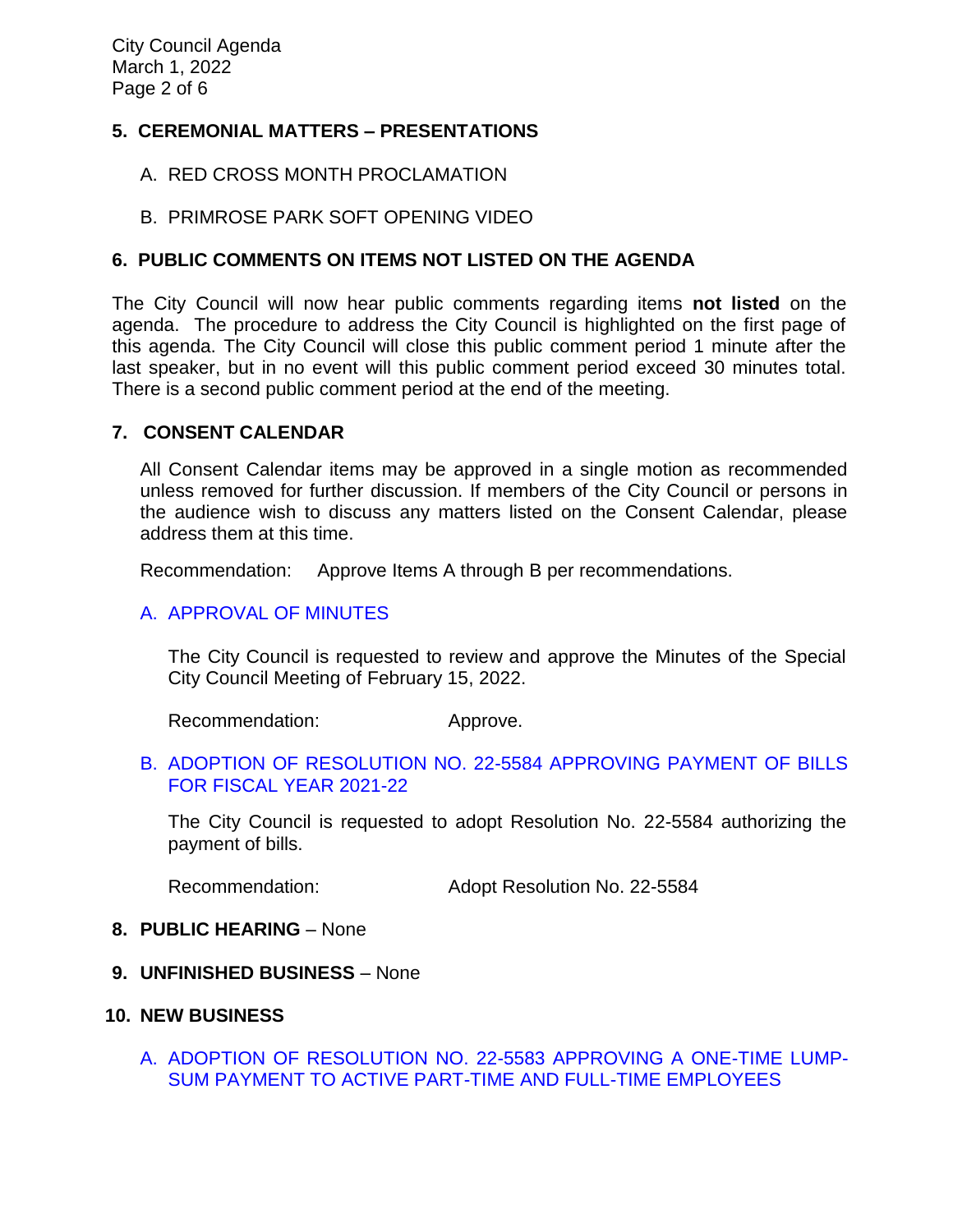## 5. CEREMONIAL MATTERS – PRESENTATIONS

A. RED CROSS MONTH PROCLAMATION

B. PRIMROSE PARK SOFT OPENING VIDEO

## 6. PUBLIC COMMENTS ON ITEMS NOT LISTED ON THE AGENDA

The City Council will now hear public comments regarding items **not listed** on the agenda. The procedure to address the City Council is highlighted on the first page of this agenda. The City Council will close this public comment period 1 minute after the last speaker, but in no event will this public comment period exceed 30 minutes total. There is a second public comment period at the end of the meeting.

## 7. CONSENT CALENDAR

All Consent Calendar items may be approved in a single motion as recommended unless removed for further discussion. If members of the City Council or persons in the audience wish to discuss any matters listed on the Consent Calendar, please address them at this time.

Recommendation: Approve Items A through B per recommendations.

### A. APPROVAL OF MINUTES

The City Council is requested to review and approve the Minutes of the Special City Council Meeting of February 15, 2022.

Recommendation: Approve.

### B. ADOPTION OF RESOLUTION NO. 22-5584 APPROVING PAYMENT OF BILLS FOR FISCAL YEAR 2021-22

The City Council is requested to adopt Resolution No. 22-5584 authorizing the payment of bills.

Recommendation: Adopt Resolution No. 22-5584

## 8. PUBLIC HEARING – None

## 9. UNFINISHED BUSINESS – None

## 10. NEW BUSINESS

### A. ADOPTION OF RESOLUTION NO. 22-5583 APPROVING A ONE-TIME LUMP-SUM PAYMENT TO ACTIVE PART-TIME AND FULL-TIME EMPLOYEES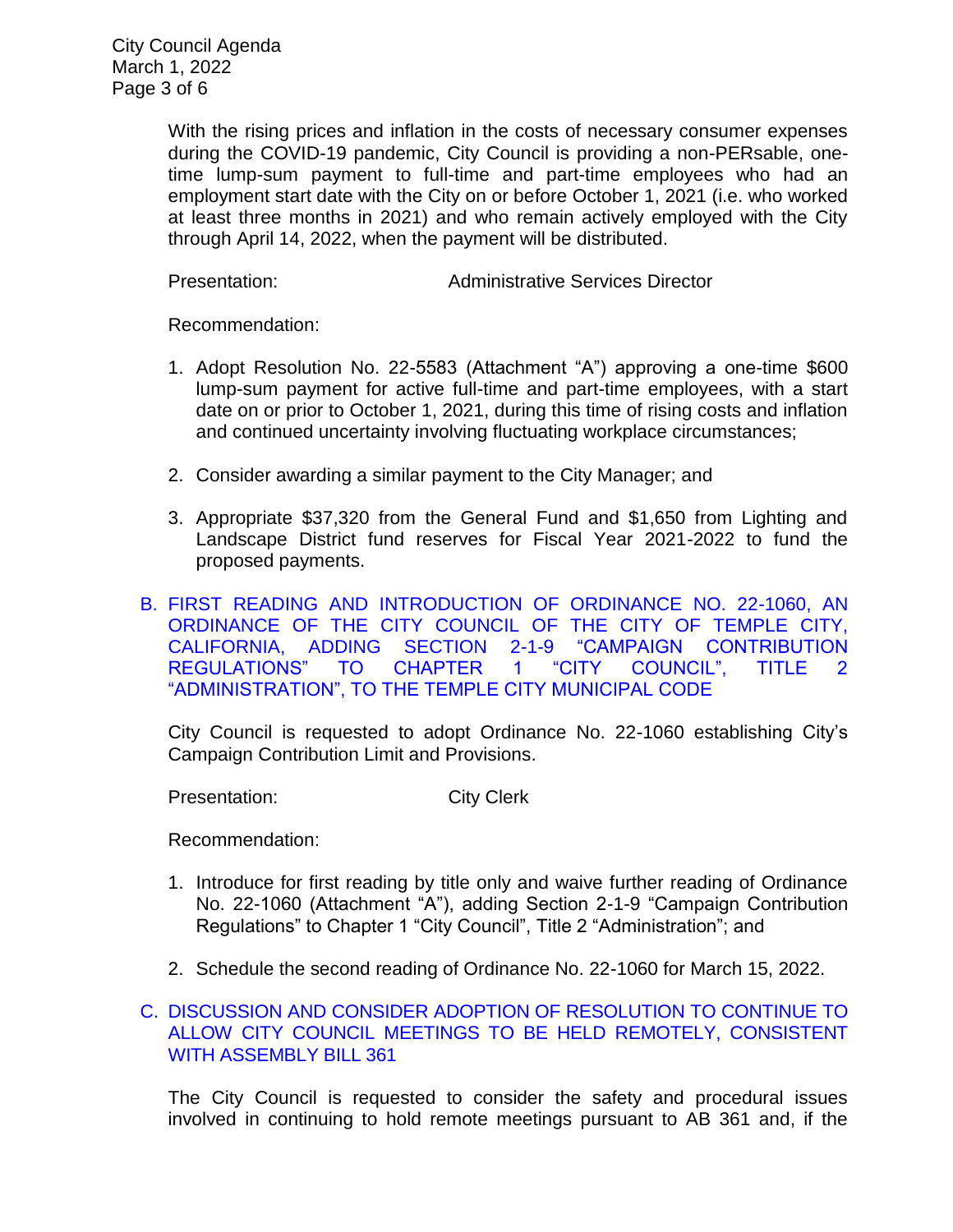With the rising prices and inflation in the costs of necessary consumer expenses during the COVID-19 pandemic, City Council is providing a non-PERsable, one-time lump-sum payment to full-time and part-time employees who had an employment start date with the City on or before October 1, 2021 (i.e. who worked at least three months in 2021) and who remain actively employed with the City through April 14, 2022, when the payment will be distributed.

Presentation: Administrative Services Director

Recommendation:

1. Adopt Resolution No. 22-5583 (Attachment "A") approving a one-time $600 lump-sum payment for active full-time and part-time employees, with a start date on or prior to October 1, 2021, during this time of rising costs and inflation and continued uncertainty involving fluctuating workplace circumstances;

2. Consider awarding a similar payment to the City Manager; and

3. Appropriate $37,320 from the General Fund and $1,650 from Lighting and Landscape District fund reserves for Fiscal Year 2021-2022 to fund the proposed payments.

B. FIRST READING AND INTRODUCTION OF ORDINANCE NO. 22-1060, AN ORDINANCE OF THE CITY COUNCIL OF THE CITY OF TEMPLE CITY, CALIFORNIA, ADDING SECTION 2-1-9 "CAMPAIGN CONTRIBUTION REGULATIONS" TO CHAPTER 1 "CITY COUNCIL", TITLE 2 "ADMINISTRATION", TO THE TEMPLE CITY MUNICIPAL CODE

City Council is requested to adopt Ordinance No. 22-1060 establishing City's Campaign Contribution Limit and Provisions.

Presentation: City Clerk

Recommendation:

1. Introduce for first reading by title only and waive further reading of Ordinance No. 22-1060 (Attachment "A"), adding Section 2-1-9 "Campaign Contribution Regulations" to Chapter 1 "City Council", Title 2 "Administration"; and

2. Schedule the second reading of Ordinance No. 22-1060 for March 15, 2022.

C. DISCUSSION AND CONSIDER ADOPTION OF RESOLUTION TO CONTINUE TO ALLOW CITY COUNCIL MEETINGS TO BE HELD REMOTELY, CONSISTENT WITH ASSEMBLY BILL 361

The City Council is requested to consider the safety and procedural issues involved in continuing to hold remote meetings pursuant to AB 361 and, if the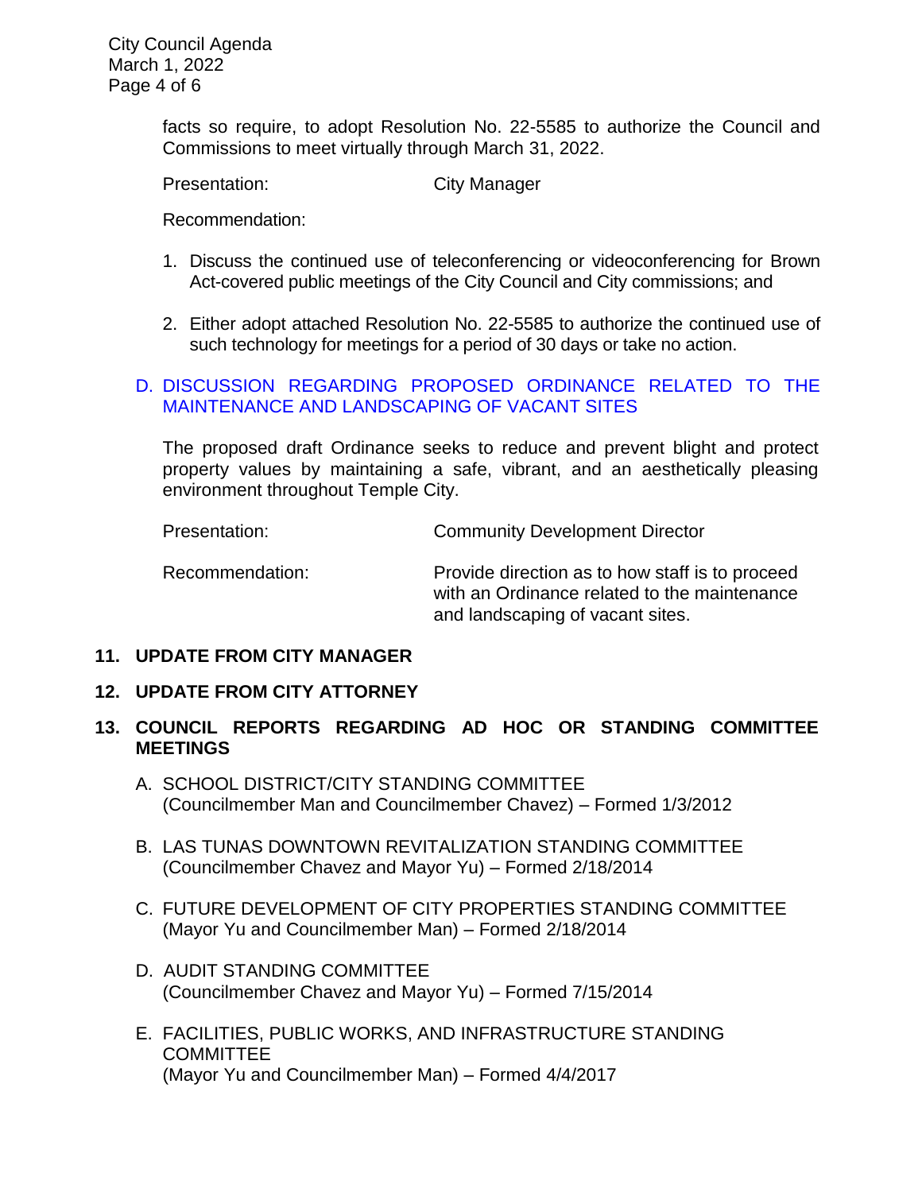facts so require, to adopt Resolution No. 22-5585 to authorize the Council and Commissions to meet virtually through March 31, 2022.

Presentation: City Manager

Recommendation:

1. Discuss the continued use of teleconferencing or videoconferencing for Brown Act-covered public meetings of the City Council and City commissions; and

2. Either adopt attached Resolution No. 22-5585 to authorize the continued use of such technology for meetings for a period of 30 days or take no action.

D. DISCUSSION REGARDING PROPOSED ORDINANCE RELATED TO THE MAINTENANCE AND LANDSCAPING OF VACANT SITES

The proposed draft Ordinance seeks to reduce and prevent blight and protect property values by maintaining a safe, vibrant, and an aesthetically pleasing environment throughout Temple City.

Presentation: Community Development Director

Recommendation: Provide direction as to how staff is to proceed with an Ordinance related to the maintenance and landscaping of vacant sites.

**11. UPDATE FROM CITY MANAGER**

**12. UPDATE FROM CITY ATTORNEY**

**13. COUNCIL REPORTS REGARDING AD HOC OR STANDING COMMITTEE MEETINGS**

A. SCHOOL DISTRICT/CITY STANDING COMMITTEE
(Councilmember Man and Councilmember Chavez) – Formed 1/3/2012

B. LAS TUNAS DOWNTOWN REVITALIZATION STANDING COMMITTEE
(Councilmember Chavez and Mayor Yu) – Formed 2/18/2014

C. FUTURE DEVELOPMENT OF CITY PROPERTIES STANDING COMMITTEE
(Mayor Yu and Councilmember Man) – Formed 2/18/2014

D. AUDIT STANDING COMMITTEE
(Councilmember Chavez and Mayor Yu) – Formed 7/15/2014

E. FACILITIES, PUBLIC WORKS, AND INFRASTRUCTURE STANDING COMMITTEE
(Mayor Yu and Councilmember Man) – Formed 4/4/2017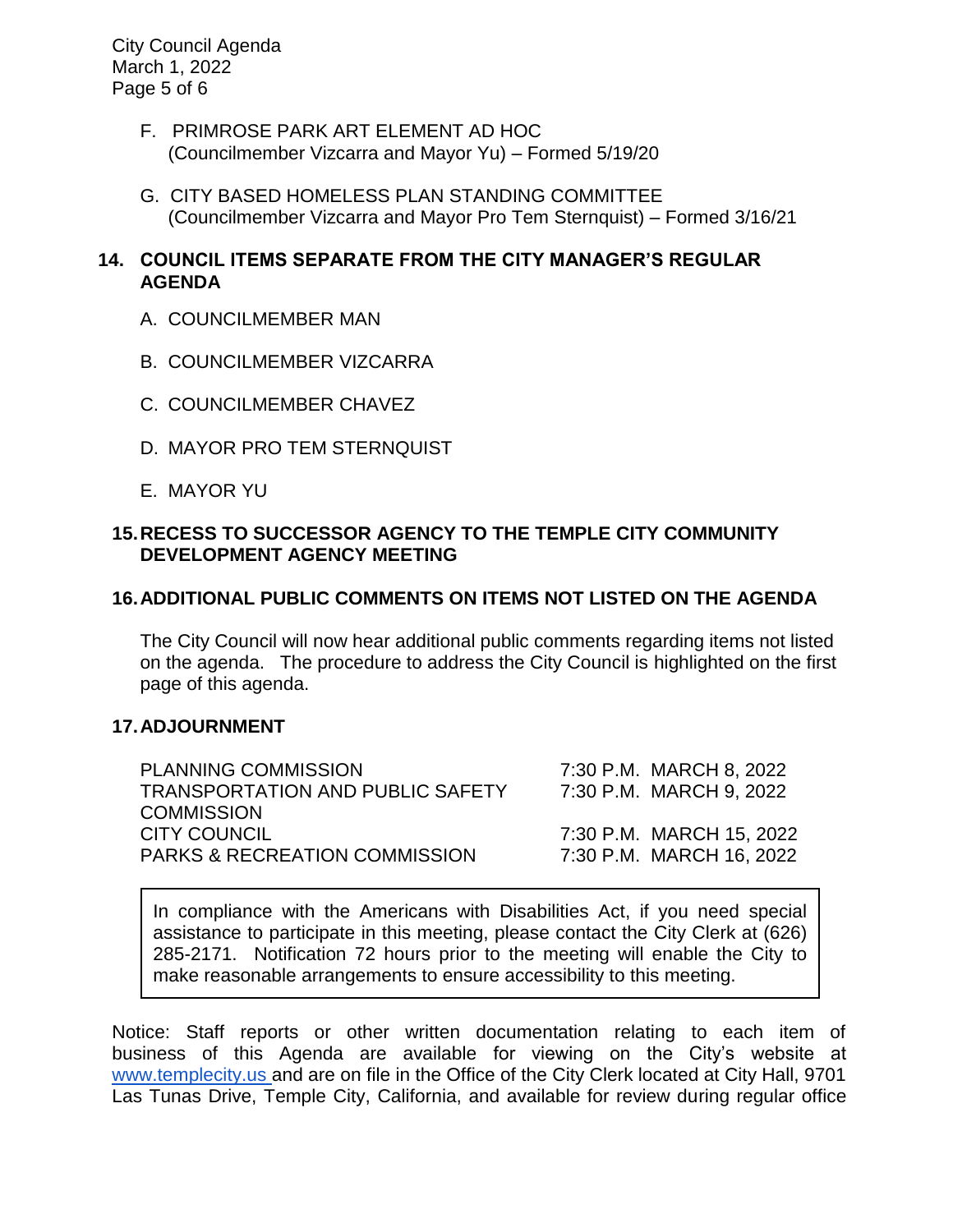F. PRIMROSE PARK ART ELEMENT AD HOC
(Councilmember Vizcarra and Mayor Yu) – Formed 5/19/20

G. CITY BASED HOMELESS PLAN STANDING COMMITTEE
(Councilmember Vizcarra and Mayor Pro Tem Sternquist) – Formed 3/16/21

## 14. COUNCIL ITEMS SEPARATE FROM THE CITY MANAGER'S REGULAR AGENDA

A. COUNCILMEMBER MAN

B. COUNCILMEMBER VIZCARRA

C. COUNCILMEMBER CHAVEZ

D. MAYOR PRO TEM STERNQUIST

E. MAYOR YU

## 15. RECESS TO SUCCESSOR AGENCY TO THE TEMPLE CITY COMMUNITY DEVELOPMENT AGENCY MEETING

## 16. ADDITIONAL PUBLIC COMMENTS ON ITEMS NOT LISTED ON THE AGENDA

The City Council will now hear additional public comments regarding items not listed on the agenda. The procedure to address the City Council is highlighted on the first page of this agenda.

## 17. ADJOURNMENT

| | |
|---|---|
| PLANNING COMMISSION | 7:30 P.M. MARCH 8, 2022 |
| TRANSPORTATION AND PUBLIC SAFETY COMMISSION | 7:30 P.M. MARCH 9, 2022 |
| CITY COUNCIL | 7:30 P.M. MARCH 15, 2022 |
| PARKS & RECREATION COMMISSION | 7:30 P.M. MARCH 16, 2022 |

> In compliance with the Americans with Disabilities Act, if you need special assistance to participate in this meeting, please contact the City Clerk at (626) 285-2171. Notification 72 hours prior to the meeting will enable the City to make reasonable arrangements to ensure accessibility to this meeting.

Notice: Staff reports or other written documentation relating to each item of business of this Agenda are available for viewing on the City's website at www.templecity.us and are on file in the Office of the City Clerk located at City Hall, 9701 Las Tunas Drive, Temple City, California, and available for review during regular office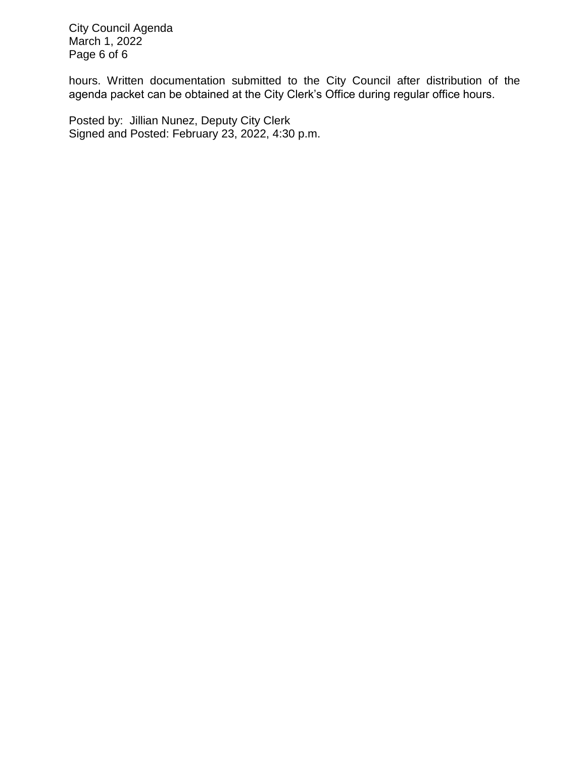hours. Written documentation submitted to the City Council after distribution of the agenda packet can be obtained at the City Clerk's Office during regular office hours.

Posted by: Jillian Nunez, Deputy City Clerk
Signed and Posted: February 23, 2022, 4:30 p.m.